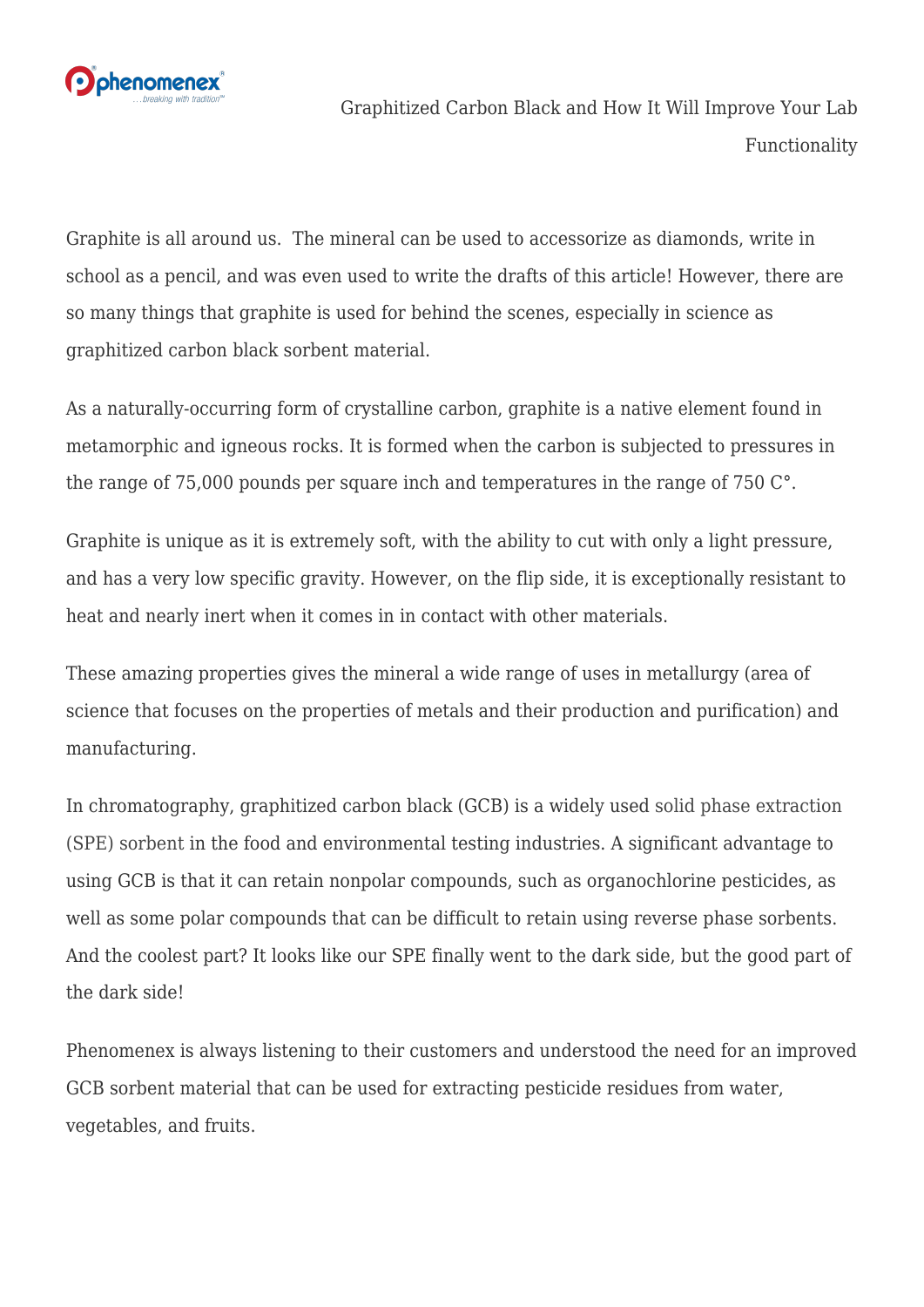# Graphitized Carbon Black and How It Will Improve Your Lab Functionality

Graphite is all around us. The mineral can be used to accessorize as diamonds, write in school as a pencil, and was even used to write the drafts of this article! However, there are so many things that graphite is used for behind the scenes, especially in science as graphitized carbon black sorbent material.

As a naturally-occurring form of crystalline carbon, graphite is a native element found in metamorphic and igneous rocks. It is formed when the carbon is subjected to pressures in the range of 75,000 pounds per square inch and temperatures in the range of 750 C°.

Graphite is unique as it is extremely soft, with the ability to cut with only a light pressure, and has a very low specific gravity. However, on the flip side, it is exceptionally resistant to heat and nearly inert when it comes in in contact with other materials.

These amazing properties gives the mineral a wide range of uses in metallurgy (area of science that focuses on the properties of metals and their production and purification) and manufacturing.

In chromatography, graphitized carbon black (GCB) is a widely used solid phase extraction (SPE) sorbent in the food and environmental testing industries. A significant advantage to using GCB is that it can retain nonpolar compounds, such as organochlorine pesticides, as well as some polar compounds that can be difficult to retain using reverse phase sorbents. And the coolest part? It looks like our SPE finally went to the dark side, but the good part of the dark side!

Phenomenex is always listening to their customers and understood the need for an improved GCB sorbent material that can be used for extracting pesticide residues from water, vegetables, and fruits.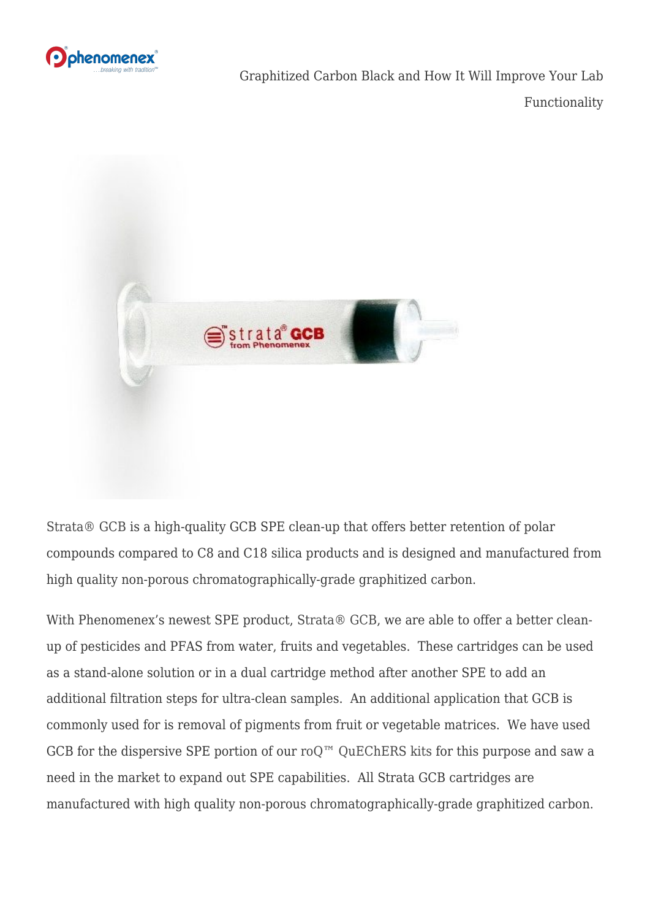Strata® GCB is a high-quality GCB SPE clean-up that offers better retention of polar compounds compared to C8 and C18 silica products and is designed and manufactured from high quality non-porous chromatographically-grade graphitized carbon.

With Phenomenex's newest SPE product, Strata® GCB, we are able to offer a better clean-up of pesticides and PFAS from water, fruits and vegetables. These cartridges can be used as a stand-alone solution or in a dual cartridge method after another SPE to add an additional filtration steps for ultra-clean samples. An additional application that GCB is commonly used for is removal of pigments from fruit or vegetable matrices. We have used GCB for the dispersive SPE portion of our roQ™ QuEChERS kits for this purpose and saw a need in the market to expand out SPE capabilities. All Strata GCB cartridges are manufactured with high quality non-porous chromatographically-grade graphitized carbon.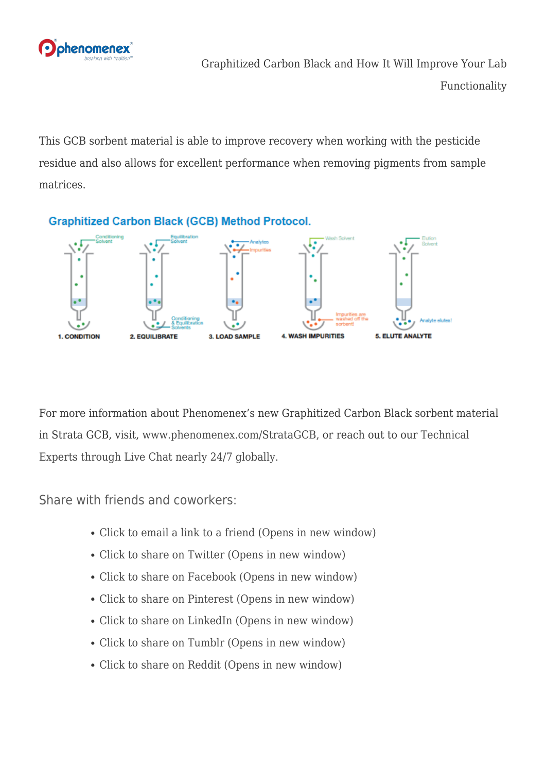This GCB sorbent material is able to improve recovery when working with the pesticide residue and also allows for excellent performance when removing pigments from sample matrices.

Graphitized Carbon Black (GCB) Method Protocol.

Conditioning Solvent

Equilibration Solvent

Analytes

Impurities

Wash Solvent

Elution Solvent

Conditioning & Equilibration Solvents

Impurities are washed off the sorbent!

Analyte elutes!

1. CONDITION

2. EQUILIBRATE

3. LOAD SAMPLE

4. WASH IMPURITIES

5. ELUTE ANALYTE

For more information about Phenomenex's new Graphitized Carbon Black sorbent material in Strata GCB, visit, www.phenomenex.com/StrataGCB, or reach out to our Technical Experts through Live Chat nearly 24/7 globally.

## Share with friends and coworkers:

- Click to email a link to a friend (Opens in new window)
- Click to share on Twitter (Opens in new window)
- Click to share on Facebook (Opens in new window)
- Click to share on Pinterest (Opens in new window)
- Click to share on LinkedIn (Opens in new window)
- Click to share on Tumblr (Opens in new window)
- Click to share on Reddit (Opens in new window)